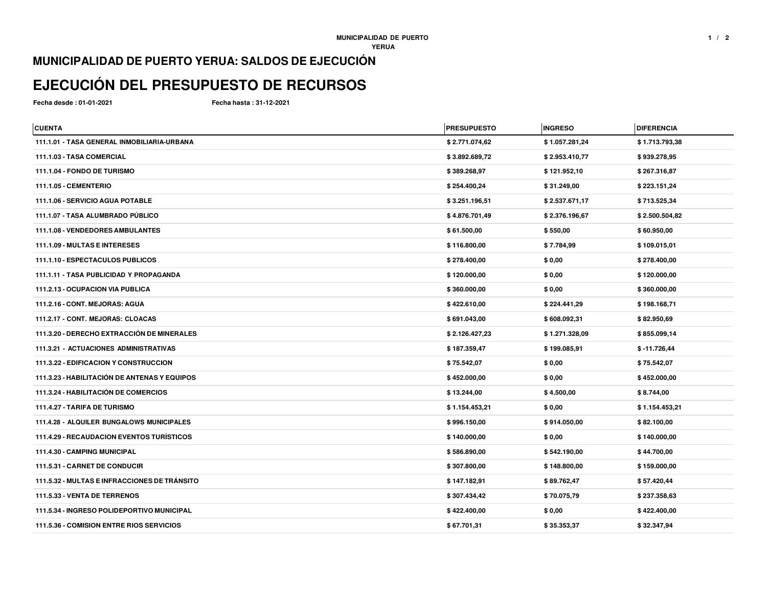## MUNICIPALIDAD DE PUERTO YERUA: SALDOS DE EJECUCIÓN

# EJECUCIÓN DEL PRESUPUESTO DE RECURSOS

**Fecha desde : 01-01-2021** **Fecha hasta : 31-12-2021**

| CUENTA | PRESUPUESTO | INGRESO | DIFERENCIA |
|---|---|---|---|
| 111.1.01 - TASA GENERAL INMOBILIARIA-URBANA | $ 2.771.074,62 | $ 1.057.281,24 | $ 1.713.793,38 |
| 111.1.03 - TASA COMERCIAL | $ 3.892.689,72 | $ 2.953.410,77 | $ 939.278,95 |
| 111.1.04 - FONDO DE TURISMO | $ 389.268,97 | $ 121.952,10 | $ 267.316,87 |
| 111.1.05 - CEMENTERIO | $ 254.400,24 | $ 31.249,00 | $ 223.151,24 |
| 111.1.06 - SERVICIO AGUA POTABLE | $ 3.251.196,51 | $ 2.537.671,17 | $ 713.525,34 |
| 111.1.07 - TASA ALUMBRADO PÚBLICO | $ 4.876.701,49 | $ 2.376.196,67 | $ 2.500.504,82 |
| 111.1.08 - VENDEDORES AMBULANTES | $ 61.500,00 | $ 550,00 | $ 60.950,00 |
| 111.1.09 - MULTAS E INTERESES | $ 116.800,00 | $ 7.784,99 | $ 109.015,01 |
| 111.1.10 - ESPECTACULOS PUBLICOS | $ 278.400,00 | $ 0,00 | $ 278.400,00 |
| 111.1.11 - TASA PUBLICIDAD Y PROPAGANDA | $ 120.000,00 | $ 0,00 | $ 120.000,00 |
| 111.2.13 - OCUPACION VIA PUBLICA | $ 360.000,00 | $ 0,00 | $ 360.000,00 |
| 111.2.16 - CONT. MEJORAS: AGUA | $ 422.610,00 | $ 224.441,29 | $ 198.168,71 |
| 111.2.17 - CONT. MEJORAS: CLOACAS | $ 691.043,00 | $ 608.092,31 | $ 82.950,69 |
| 111.3.20 - DERECHO EXTRACCIÓN DE MINERALES | $ 2.126.427,23 | $ 1.271.328,09 | $ 855.099,14 |
| 111.3.21 - ACTUACIONES ADMINISTRATIVAS | $ 187.359,47 | $ 199.085,91 | $ -11.726,44 |
| 111.3.22 - EDIFICACION Y CONSTRUCCION | $ 75.542,07 | $ 0,00 | $ 75.542,07 |
| 111.3.23 - HABILITACIÓN DE ANTENAS Y EQUIPOS | $ 452.000,00 | $ 0,00 | $ 452.000,00 |
| 111.3.24 - HABILITACIÓN DE COMERCIOS | $ 13.244,00 | $ 4.500,00 | $ 8.744,00 |
| 111.4.27 - TARIFA DE TURISMO | $ 1.154.453,21 | $ 0,00 | $ 1.154.453,21 |
| 111.4.28 - ALQUILER BUNGALOWS MUNICIPALES | $ 996.150,00 | $ 914.050,00 | $ 82.100,00 |
| 111.4.29 - RECAUDACION EVENTOS TURÍSTICOS | $ 140.000,00 | $ 0,00 | $ 140.000,00 |
| 111.4.30 - CAMPING MUNICIPAL | $ 586.890,00 | $ 542.190,00 | $ 44.700,00 |
| 111.5.31 - CARNET DE CONDUCIR | $ 307.800,00 | $ 148.800,00 | $ 159.000,00 |
| 111.5.32 - MULTAS E INFRACCIONES DE TRÁNSITO | $ 147.182,91 | $ 89.762,47 | $ 57.420,44 |
| 111.5.33 - VENTA DE TERRENOS | $ 307.434,42 | $ 70.075,79 | $ 237.358,63 |
| 111.5.34 - INGRESO POLIDEPORTIVO MUNICIPAL | $ 422.400,00 | $ 0,00 | $ 422.400,00 |
| 111.5.36 - COMISION ENTRE RIOS SERVICIOS | $ 67.701,31 | $ 35.353,37 | $ 32.347,94 |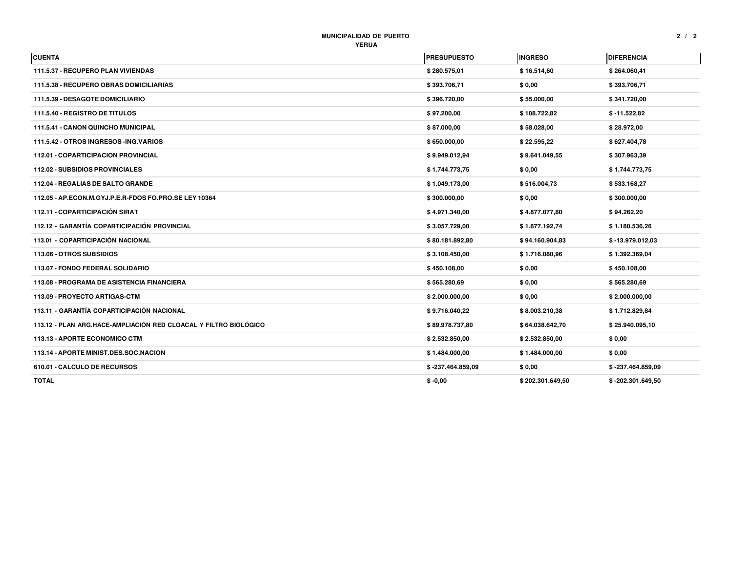MUNICIPALIDAD DE PUERTO YERUA

| CUENTA | PRESUPUESTO | INGRESO | DIFERENCIA |
| --- | --- | --- | --- |
| 111.5.37 - RECUPERO PLAN VIVIENDAS | $ 280.575,01 | $ 16.514,60 | $ 264.060,41 |
| 111.5.38 - RECUPERO OBRAS DOMICILIARIAS | $ 393.706,71 | $ 0,00 | $ 393.706,71 |
| 111.5.39 - DESAGOTE DOMICILIARIO | $ 396.720,00 | $ 55.000,00 | $ 341.720,00 |
| 111.5.40 - REGISTRO DE TITULOS | $ 97.200,00 | $ 108.722,82 | $ -11.522,82 |
| 111.5.41 - CANON QUINCHO MUNICIPAL | $ 87.000,00 | $ 58.028,00 | $ 28.972,00 |
| 111.5.42 - OTROS INGRESOS -ING.VARIOS | $ 650.000,00 | $ 22.595,22 | $ 627.404,78 |
| 112.01 - COPARTICIPACION PROVINCIAL | $ 9.949.012,94 | $ 9.641.049,55 | $ 307.963,39 |
| 112.02 - SUBSIDIOS PROVINCIALES | $ 1.744.773,75 | $ 0,00 | $ 1.744.773,75 |
| 112.04 - REGALIAS DE SALTO GRANDE | $ 1.049.173,00 | $ 516.004,73 | $ 533.168,27 |
| 112.05 - AP.ECON.M.GYJ.P.E.R-FDOS FO.PRO.SE LEY 10364 | $ 300.000,00 | $ 0,00 | $ 300.000,00 |
| 112.11 - COPARTICIPACIÓN SIRAT | $ 4.971.340,00 | $ 4.877.077,80 | $ 94.262,20 |
| 112.12 - GARANTÍA COPARTICIPACIÓN PROVINCIAL | $ 3.057.729,00 | $ 1.877.192,74 | $ 1.180.536,26 |
| 113.01 - COPARTICIPACIÓN NACIONAL | $ 80.181.892,80 | $ 94.160.904,83 | $ -13.979.012,03 |
| 113.06 - OTROS SUBSIDIOS | $ 3.108.450,00 | $ 1.716.080,96 | $ 1.392.369,04 |
| 113.07 - FONDO FEDERAL SOLIDARIO | $ 450.108,00 | $ 0,00 | $ 450.108,00 |
| 113.08 - PROGRAMA DE ASISTENCIA FINANCIERA | $ 565.280,69 | $ 0,00 | $ 565.280,69 |
| 113.09 - PROYECTO ARTIGAS-CTM | $ 2.000.000,00 | $ 0,00 | $ 2.000.000,00 |
| 113.11 - GARANTÍA COPARTICIPACIÓN NACIONAL | $ 9.716.040,22 | $ 8.003.210,38 | $ 1.712.829,84 |
| 113.12 - PLAN ARG.HACE-AMPLIACIÓN RED CLOACAL Y FILTRO BIOLÓGICO | $ 89.978.737,80 | $ 64.038.642,70 | $ 25.940.095,10 |
| 113.13 - APORTE ECONOMICO CTM | $ 2.532.850,00 | $ 2.532.850,00 | $ 0,00 |
| 113.14 - APORTE MINIST.DES.SOC.NACION | $ 1.484.000,00 | $ 1.484.000,00 | $ 0,00 |
| 610.01 - CALCULO DE RECURSOS | $ -237.464.859,09 | $ 0,00 | $ -237.464.859,09 |
| TOTAL | $ -0,00 | $ 202.301.649,50 | $ -202.301.649,50 |